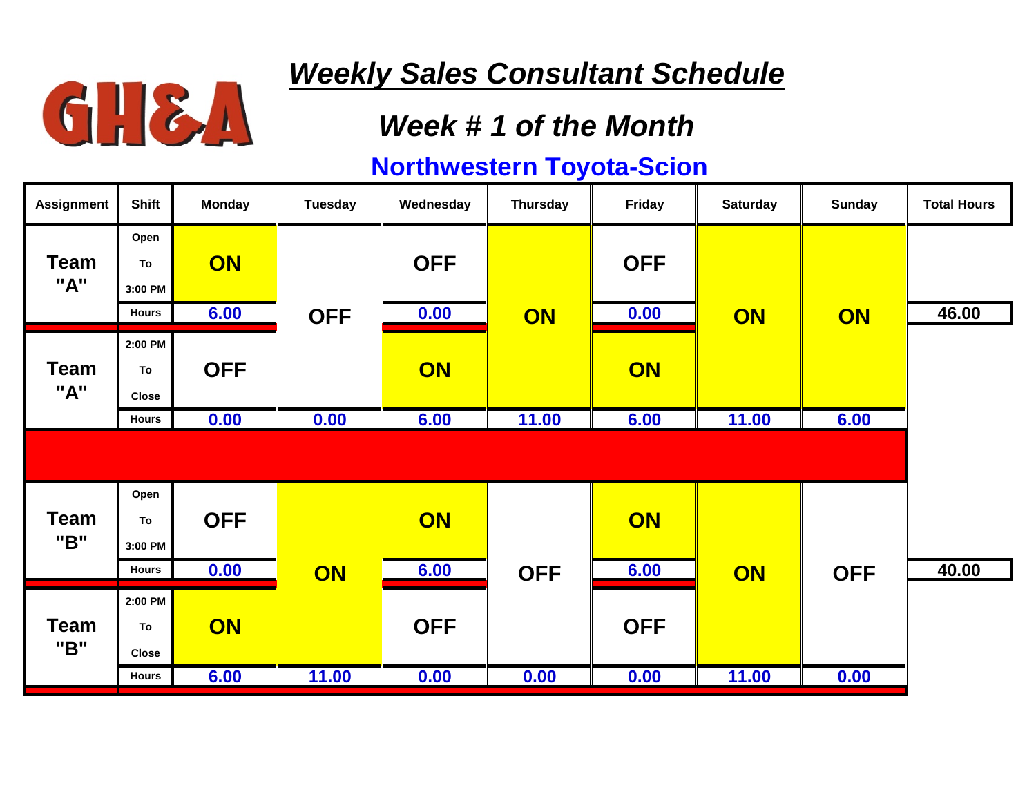GH&A

# *Weekly Sales Consultant Schedule*

## *Week # 1 of the Month*

### Northwestern Toyota-Scion

| Assignment | Shift | Monday | Tuesday | Wednesday | Thursday | Friday | Saturday | Sunday | Total Hours |
|---|---|---|---|---|---|---|---|---|---|
| Team "A" | Open To 3:00 PM | ON | OFF | OFF | ON | OFF | ON | ON | |
| | Hours | 6.00 | | 0.00 | | 0.00 | | | 46.00 |
| Team "A" | 2:00 PM To Close | OFF | | ON | | ON | | | |
| | Hours | 0.00 | 0.00 | 6.00 | 11.00 | 6.00 | 11.00 | 6.00 | |
| Team "B" | Open To 3:00 PM | OFF | ON | ON | OFF | ON | ON | OFF | |
| | Hours | 0.00 | | 6.00 | | 6.00 | | | 40.00 |
| Team "B" | 2:00 PM To Close | ON | | OFF | | OFF | | | |
| | Hours | 6.00 | 11.00 | 0.00 | 0.00 | 0.00 | 11.00 | 0.00 | |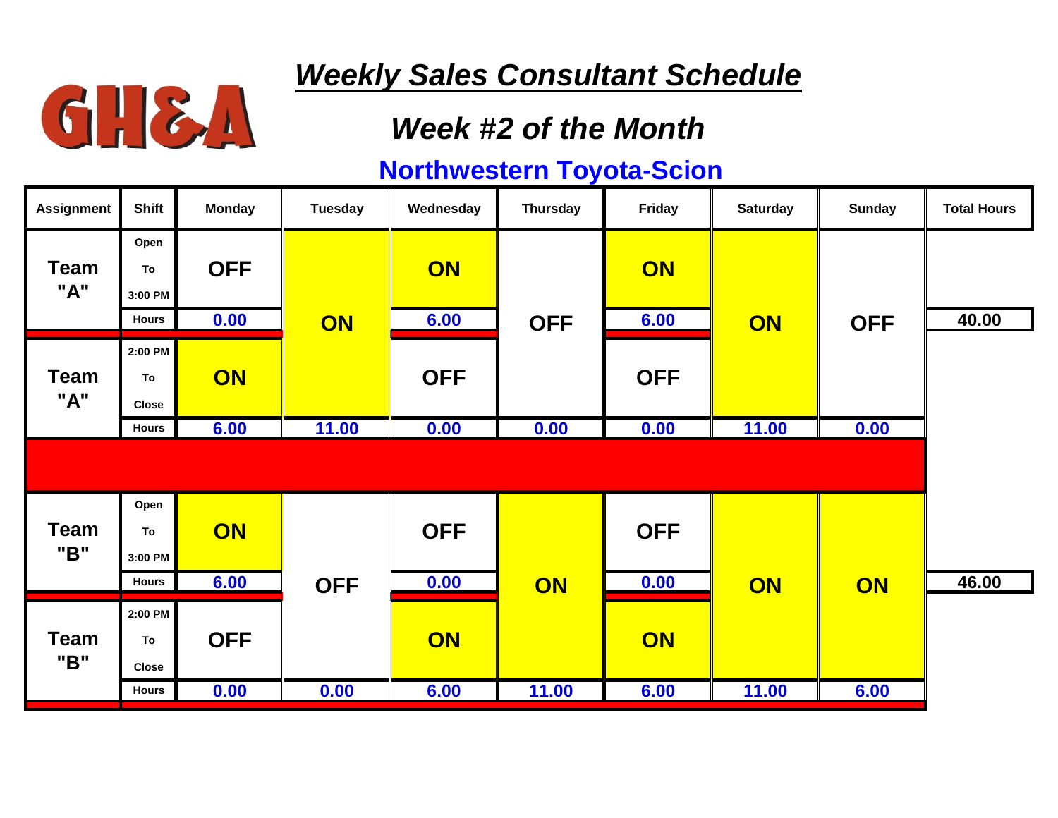GH&A

# *Weekly Sales Consultant Schedule*

## *Week #2 of the Month*

## Northwestern Toyota-Scion

| Assignment | Shift | Monday | Tuesday | Wednesday | Thursday | Friday | Saturday | Sunday | Total Hours |
|---|---|---|---|---|---|---|---|---|---|
| Team "A" | Open To 3:00 PM | OFF | ON | ON | OFF | ON | ON | OFF | |
| | Hours | 0.00 | | 6.00 | | 6.00 | | | 40.00 |
| Team "A" | 2:00 PM To Close | ON | | OFF | | OFF | | | |
| | Hours | 6.00 | 11.00 | 0.00 | 0.00 | 0.00 | 11.00 | 0.00 | |
| Team "B" | Open To 3:00 PM | ON | OFF | OFF | ON | OFF | ON | ON | |
| | Hours | 6.00 | | 0.00 | | 0.00 | | | 46.00 |
| Team "B" | 2:00 PM To Close | OFF | | ON | | ON | | | |
| | Hours | 0.00 | 0.00 | 6.00 | 11.00 | 6.00 | 11.00 | 6.00 | |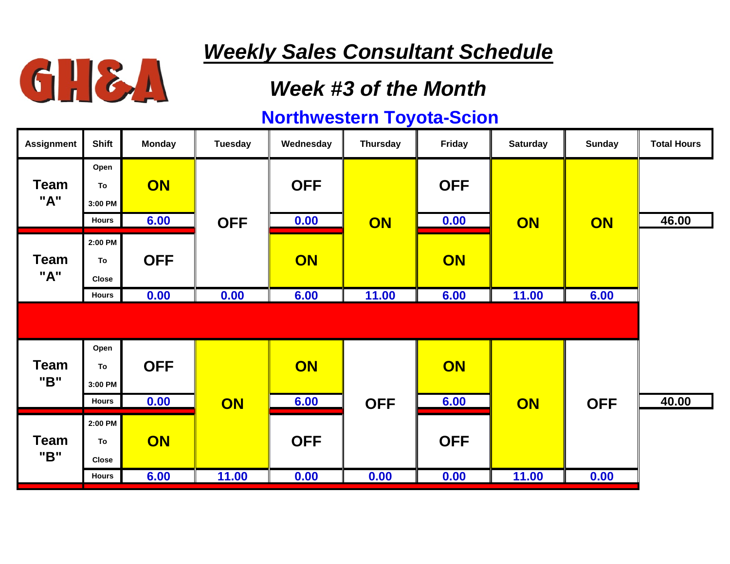GH&A

# *Weekly Sales Consultant Schedule*

## *Week #3 of the Month*

## Northwestern Toyota-Scion

| Assignment | Shift | Monday | Tuesday | Wednesday | Thursday | Friday | Saturday | Sunday | Total Hours |
|---|---|---|---|---|---|---|---|---|---|
| Team "A" | Open To 3:00 PM | ON | OFF | OFF | ON | OFF | ON | ON | |
| | Hours | 6.00 | | 0.00 | | 0.00 | | | 46.00 |
| Team "A" | 2:00 PM To Close | OFF | | ON | | ON | | | |
| | Hours | 0.00 | 0.00 | 6.00 | 11.00 | 6.00 | 11.00 | 6.00 | |
| Team "B" | Open To 3:00 PM | OFF | ON | ON | OFF | ON | ON | OFF | |
| | Hours | 0.00 | | 6.00 | | 6.00 | | | 40.00 |
| Team "B" | 2:00 PM To Close | ON | | OFF | | OFF | | | |
| | Hours | 6.00 | 11.00 | 0.00 | 0.00 | 0.00 | 11.00 | 0.00 | |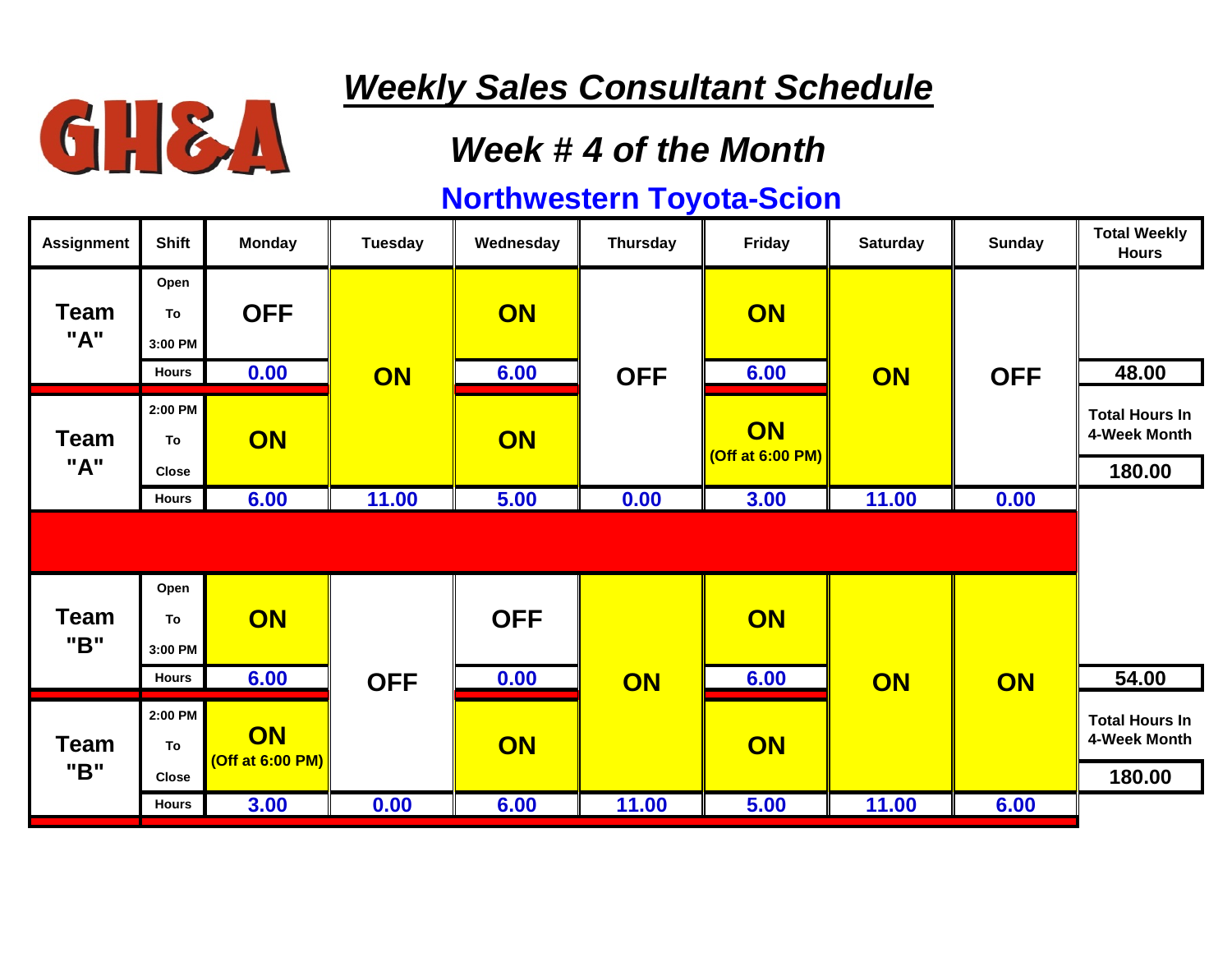GH&A

# *Weekly Sales Consultant Schedule*

## *Week # 4 of the Month*

### Northwestern Toyota-Scion

| Assignment | Shift | Monday | Tuesday | Wednesday | Thursday | Friday | Saturday | Sunday | Total Weekly Hours |
|---|---|---|---|---|---|---|---|---|---|
| Team "A" | Open To 3:00 PM | OFF | ON | ON | OFF | ON | ON | OFF | |
| | Hours | 0.00 | | 6.00 | | 6.00 | | | 48.00 |
| Team "A" | 2:00 PM To Close | ON | ON | ON | OFF | ON (Off at 6:00 PM) | ON | OFF | Total Hours In 4-Week Month |
| | Hours | 6.00 | 11.00 | 5.00 | 0.00 | 3.00 | 11.00 | 0.00 | 180.00 |
| Team "B" | Open To 3:00 PM | ON | OFF | OFF | ON | ON | ON | ON | |
| | Hours | 6.00 | | 0.00 | | 6.00 | | | 54.00 |
| Team "B" | 2:00 PM To Close | ON (Off at 6:00 PM) | OFF | ON | ON | ON | ON | ON | Total Hours In 4-Week Month |
| | Hours | 3.00 | 0.00 | 6.00 | 11.00 | 5.00 | 11.00 | 6.00 | 180.00 |